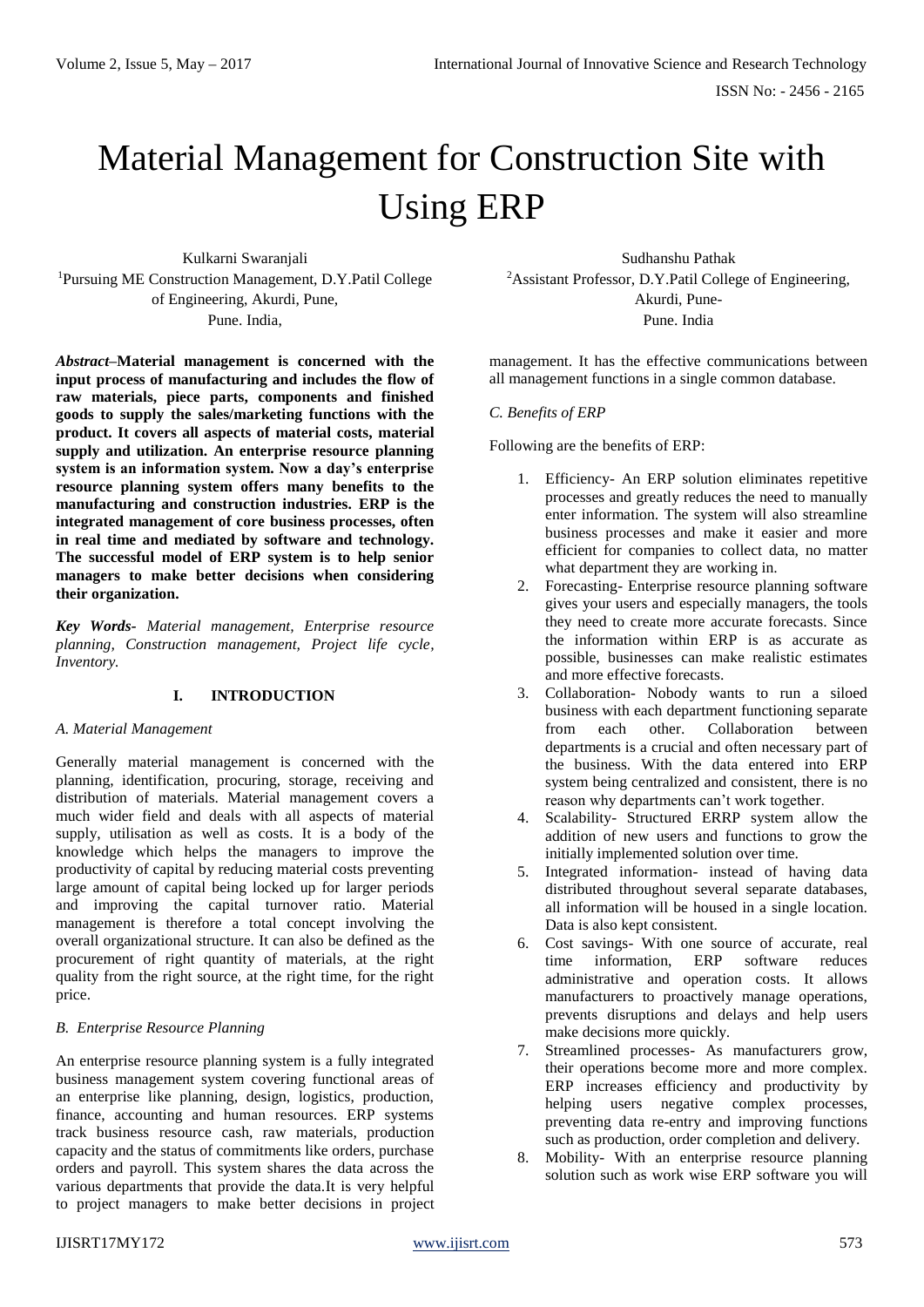# Material Management for Construction Site with Using ERP

Kulkarni Swaranjali
[1]Pursuing ME Construction Management, D.Y.Patil College of Engineering, Akurdi, Pune, Pune. India,

Sudhanshu Pathak
[2]Assistant Professor, D.Y.Patil College of Engineering, Akurdi, Pune- Pune. India

***Abstract*–Material management is concerned with the input process of manufacturing and includes the flow of raw materials, piece parts, components and finished goods to supply the sales/marketing functions with the product. It covers all aspects of material costs, material supply and utilization. An enterprise resource planning system is an information system. Now a day's enterprise resource planning system offers many benefits to the manufacturing and construction industries. ERP is the integrated management of core business processes, often in real time and mediated by software and technology. The successful model of ERP system is to help senior managers to make better decisions when considering their organization.**

***Key Words-*** *Material management, Enterprise resource planning, Construction management, Project life cycle, Inventory.*

## I. INTRODUCTION

### *A. Material Management*

Generally material management is concerned with the planning, identification, procuring, storage, receiving and distribution of materials. Material management covers a much wider field and deals with all aspects of material supply, utilisation as well as costs. It is a body of the knowledge which helps the managers to improve the productivity of capital by reducing material costs preventing large amount of capital being locked up for larger periods and improving the capital turnover ratio. Material management is therefore a total concept involving the overall organizational structure. It can also be defined as the procurement of right quantity of materials, at the right quality from the right source, at the right time, for the right price.

### *B. Enterprise Resource Planning*

An enterprise resource planning system is a fully integrated business management system covering functional areas of an enterprise like planning, design, logistics, production, finance, accounting and human resources. ERP systems track business resource cash, raw materials, production capacity and the status of commitments like orders, purchase orders and payroll. This system shares the data across the various departments that provide the data.It is very helpful to project managers to make better decisions in project management. It has the effective communications between all management functions in a single common database.

### *C. Benefits of ERP*

Following are the benefits of ERP:

1. Efficiency- An ERP solution eliminates repetitive processes and greatly reduces the need to manually enter information. The system will also streamline business processes and make it easier and more efficient for companies to collect data, no matter what department they are working in.
2. Forecasting- Enterprise resource planning software gives your users and especially managers, the tools they need to create more accurate forecasts. Since the information within ERP is as accurate as possible, businesses can make realistic estimates and more effective forecasts.
3. Collaboration- Nobody wants to run a siloed business with each department functioning separate from each other. Collaboration between departments is a crucial and often necessary part of the business. With the data entered into ERP system being centralized and consistent, there is no reason why departments can't work together.
4. Scalability- Structured ERRP system allow the addition of new users and functions to grow the initially implemented solution over time.
5. Integrated information- instead of having data distributed throughout several separate databases, all information will be housed in a single location. Data is also kept consistent.
6. Cost savings- With one source of accurate, real time information, ERP software reduces administrative and operation costs. It allows manufacturers to proactively manage operations, prevents disruptions and delays and help users make decisions more quickly.
7. Streamlined processes- As manufacturers grow, their operations become more and more complex. ERP increases efficiency and productivity by helping users negative complex processes, preventing data re-entry and improving functions such as production, order completion and delivery.
8. Mobility- With an enterprise resource planning solution such as work wise ERP software you will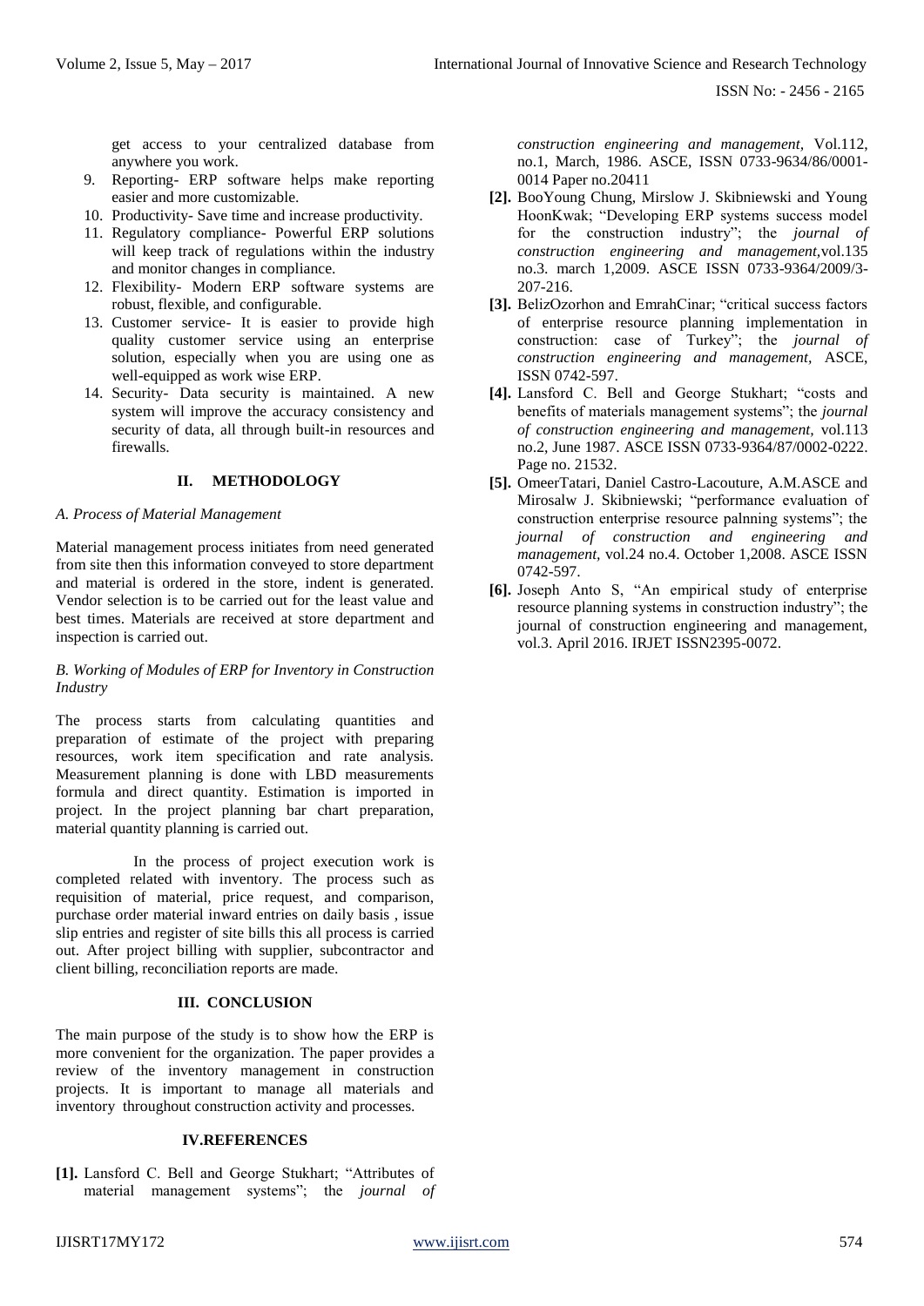get access to your centralized database from anywhere you work.

9. Reporting- ERP software helps make reporting easier and more customizable.
10. Productivity- Save time and increase productivity.
11. Regulatory compliance- Powerful ERP solutions will keep track of regulations within the industry and monitor changes in compliance.
12. Flexibility- Modern ERP software systems are robust, flexible, and configurable.
13. Customer service- It is easier to provide high quality customer service using an enterprise solution, especially when you are using one as well-equipped as work wise ERP.
14. Security- Data security is maintained. A new system will improve the accuracy consistency and security of data, all through built-in resources and firewalls.

## II. METHODOLOGY

### *A. Process of Material Management*

Material management process initiates from need generated from site then this information conveyed to store department and material is ordered in the store, indent is generated. Vendor selection is to be carried out for the least value and best times. Materials are received at store department and inspection is carried out.

### *B. Working of Modules of ERP for Inventory in Construction Industry*

The process starts from calculating quantities and preparation of estimate of the project with preparing resources, work item specification and rate analysis. Measurement planning is done with LBD measurements formula and direct quantity. Estimation is imported in project. In the project planning bar chart preparation, material quantity planning is carried out.

In the process of project execution work is completed related with inventory. The process such as requisition of material, price request, and comparison, purchase order material inward entries on daily basis , issue slip entries and register of site bills this all process is carried out. After project billing with supplier, subcontractor and client billing, reconciliation reports are made.

## III. CONCLUSION

The main purpose of the study is to show how the ERP is more convenient for the organization. The paper provides a review of the inventory management in construction projects. It is important to manage all materials and inventory throughout construction activity and processes.

## IV.REFERENCES

**[1].** Lansford C. Bell and George Stukhart; "Attributes of material management systems"; the *journal of construction engineering and management,* Vol.112, no.1, March, 1986. ASCE, ISSN 0733-9634/86/0001-0014 Paper no.20411

**[2].** BooYoung Chung, Mirslow J. Skibniewski and Young HoonKwak; "Developing ERP systems success model for the construction industry"; the *journal of construction engineering and management,*vol.135 no.3. march 1,2009. ASCE ISSN 0733-9364/2009/3-207-216.

**[3].** BelizOzorhon and EmrahCinar; "critical success factors of enterprise resource planning implementation in construction: case of Turkey"; the *journal of construction engineering and management,* ASCE, ISSN 0742-597.

**[4].** Lansford C. Bell and George Stukhart; "costs and benefits of materials management systems"; the *journal of construction engineering and management,* vol.113 no.2, June 1987. ASCE ISSN 0733-9364/87/0002-0222. Page no. 21532.

**[5].** OmeerTatari, Daniel Castro-Lacouture, A.M.ASCE and Mirosalw J. Skibniewski; "performance evaluation of construction enterprise resource palnning systems"; the *journal of construction and engineering and management,* vol.24 no.4. October 1,2008. ASCE ISSN 0742-597.

**[6].** Joseph Anto S, "An empirical study of enterprise resource planning systems in construction industry"; the journal of construction engineering and management, vol.3. April 2016. IRJET ISSN2395-0072.